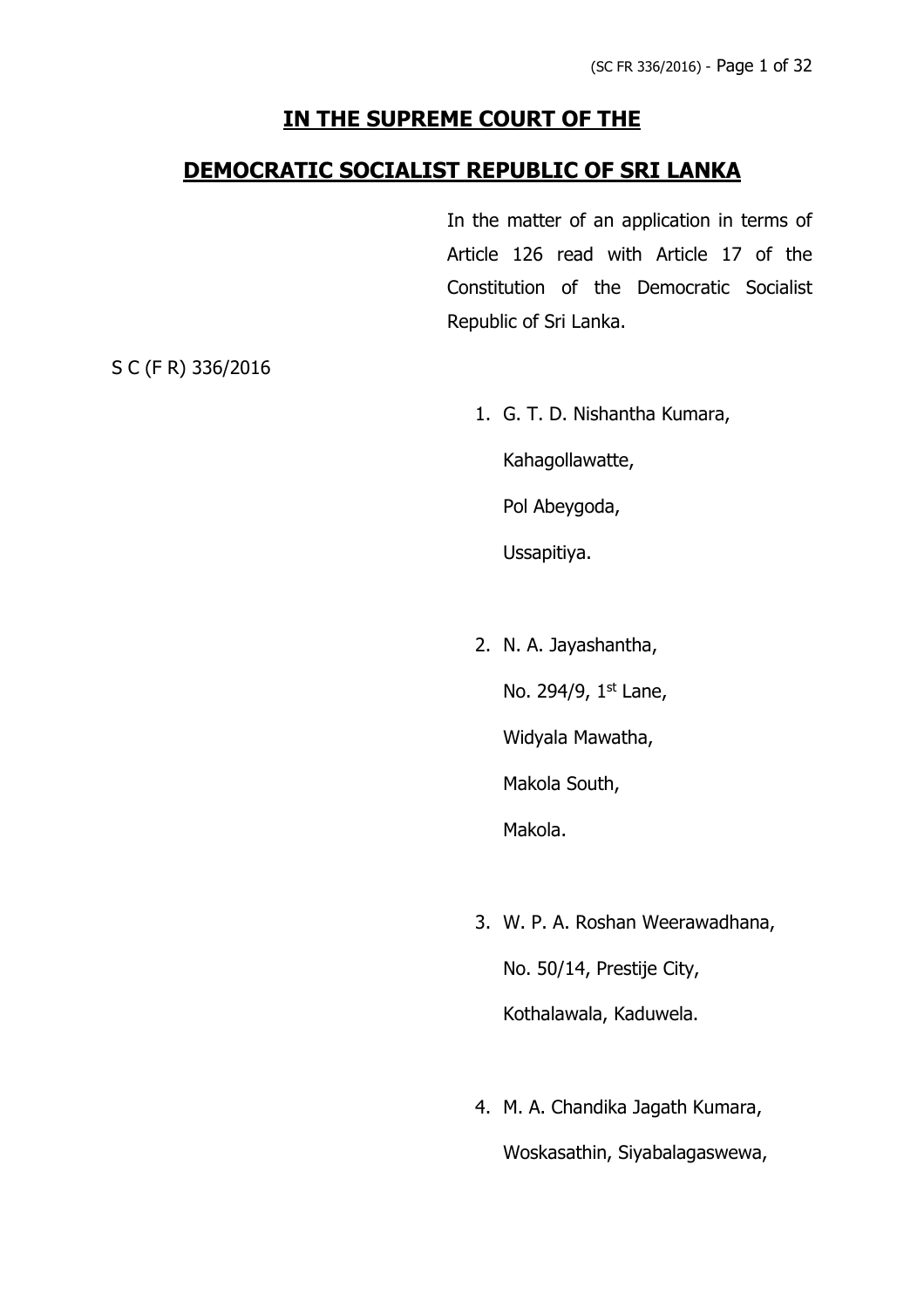# IN THE SUPREME COURT OF THE

# DEMOCRATIC SOCIALIST REPUBLIC OF SRI LANKA

In the matter of an application in terms of Article 126 read with Article 17 of the Constitution of the Democratic Socialist Republic of Sri Lanka.

S C (F R) 336/2016

1. G. T. D. Nishantha Kumara,

   Kahagollawatte,

   Pol Abeygoda,

   Ussapitiya.

2. N. A. Jayashantha,

   No. 294/9, 1st Lane,

   Widyala Mawatha,

   Makola South,

   Makola.

3. W. P. A. Roshan Weerawadhana,

   No. 50/14, Prestije City,

   Kothalawala, Kaduwela.

4. M. A. Chandika Jagath Kumara,

   Woskasathin, Siyabalagaswewa,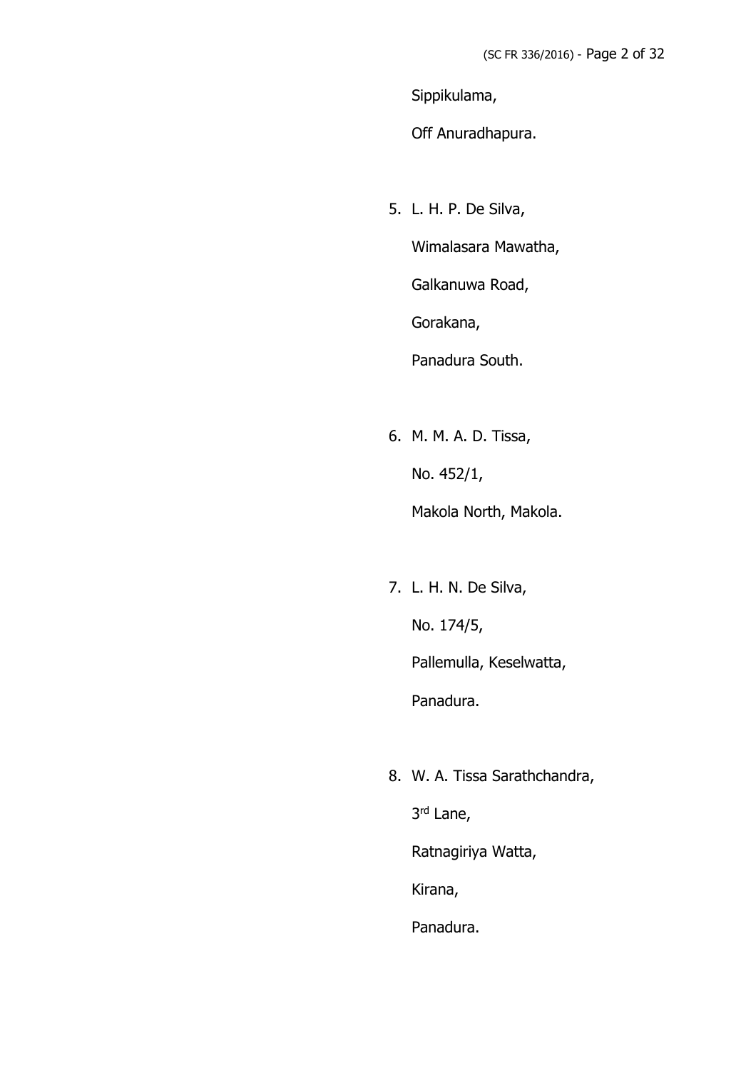Sippikulama,

Off Anuradhapura.

5. L. H. P. De Silva,

   Wimalasara Mawatha,

   Galkanuwa Road,

   Gorakana,

   Panadura South.

6. M. M. A. D. Tissa,

   No. 452/1,

   Makola North, Makola.

7. L. H. N. De Silva,

   No. 174/5,

   Pallemulla, Keselwatta,

   Panadura.

8. W. A. Tissa Sarathchandra,

   3rd Lane,

   Ratnagiriya Watta,

   Kirana,

   Panadura.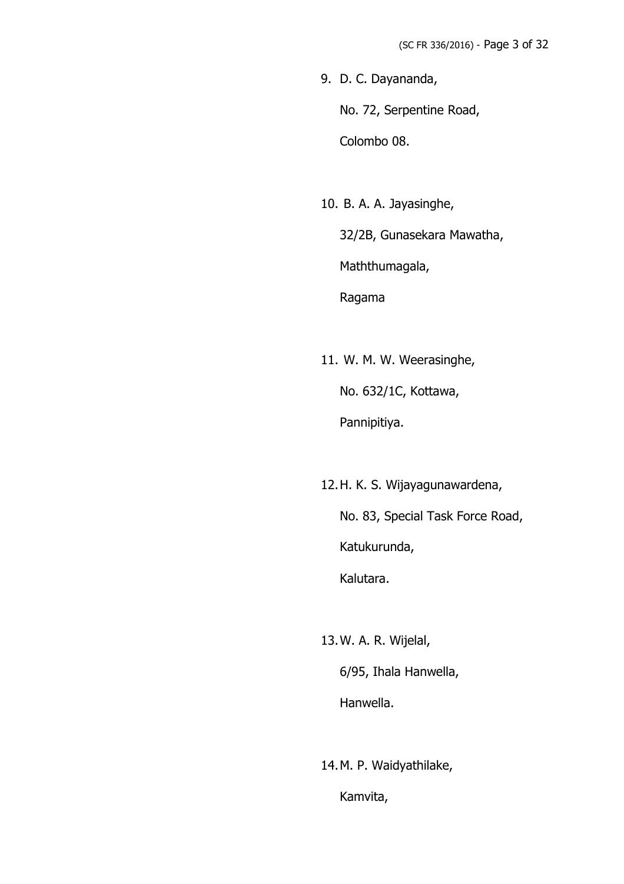9. D. C. Dayananda,

   No. 72, Serpentine Road,

   Colombo 08.

10. B. A. A. Jayasinghe,

    32/2B, Gunasekara Mawatha,

    Maththumagala,

    Ragama

11. W. M. W. Weerasinghe,

    No. 632/1C, Kottawa,

    Pannipitiya.

12. H. K. S. Wijayagunawardena,

    No. 83, Special Task Force Road,

    Katukurunda,

    Kalutara.

13. W. A. R. Wijelal,

    6/95, Ihala Hanwella,

    Hanwella.

14. M. P. Waidyathilake,

    Kamvita,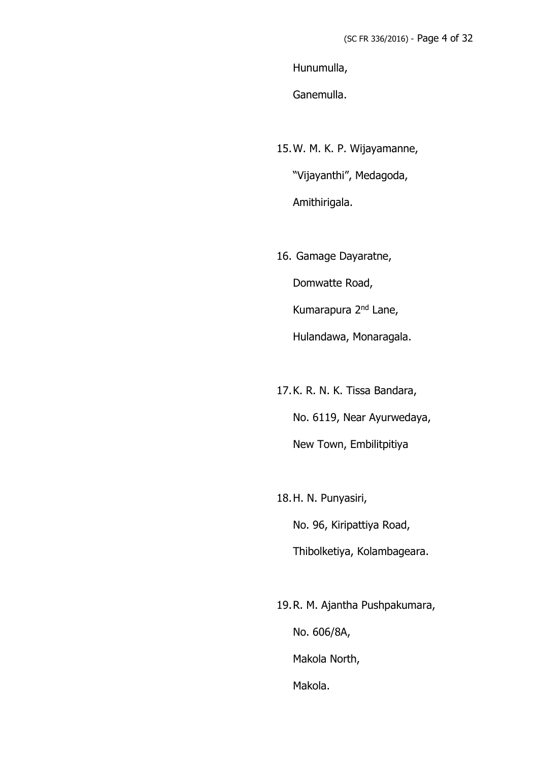Hunumulla,

Ganemulla.

15. W. M. K. P. Wijayamanne,

"Vijayanthi", Medagoda,

Amithirigala.

16. Gamage Dayaratne,

Domwatte Road,

Kumarapura 2nd Lane,

Hulandawa, Monaragala.

17. K. R. N. K. Tissa Bandara,

No. 6119, Near Ayurwedaya,

New Town, Embilitpitiya

18. H. N. Punyasiri,

No. 96, Kiripattiya Road,

Thibolketiya, Kolambageara.

19. R. M. Ajantha Pushpakumara,

No. 606/8A,

Makola North,

Makola.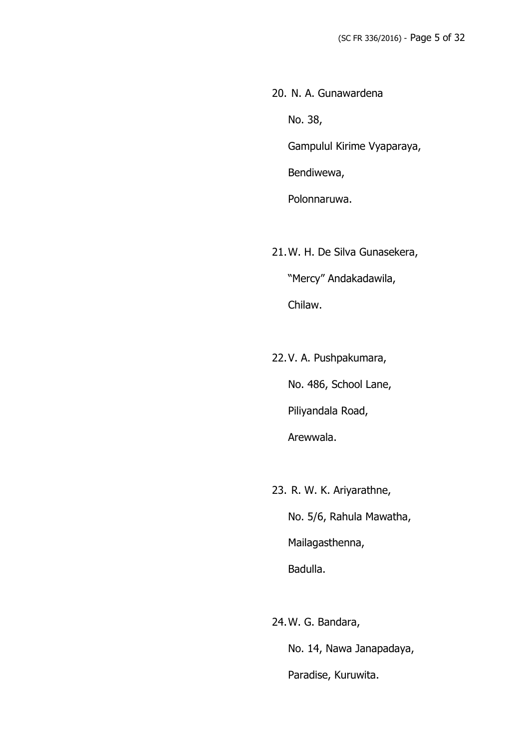20. N. A. Gunawardena

    No. 38,

    Gampulul Kirime Vyaparaya,

    Bendiwewa,

    Polonnaruwa.

21. W. H. De Silva Gunasekera,

    "Mercy" Andakadawila,

    Chilaw.

22. V. A. Pushpakumara,

    No. 486, School Lane,

    Piliyandala Road,

    Arewwala.

23. R. W. K. Ariyarathne,

    No. 5/6, Rahula Mawatha,

    Mailagasthenna,

    Badulla.

24. W. G. Bandara,

    No. 14, Nawa Janapadaya,

    Paradise, Kuruwita.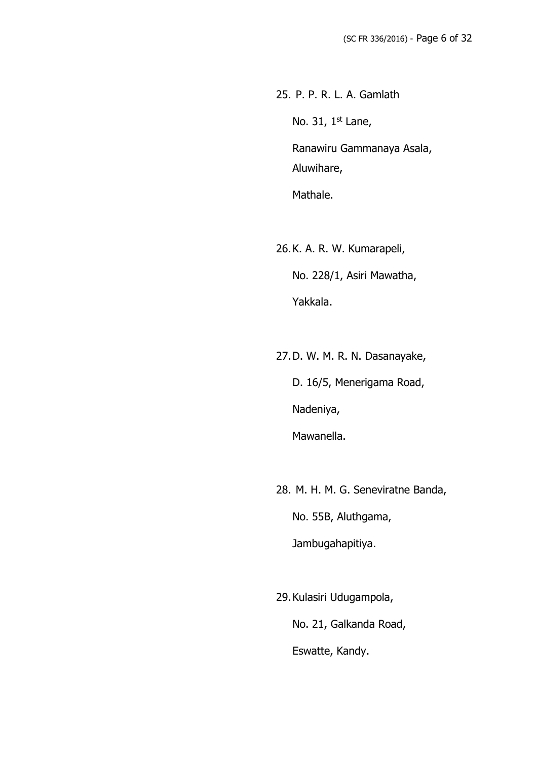25. P. P. R. L. A. Gamlath

    No. 31, 1st Lane,

    Ranawiru Gammanaya Asala,
    Aluwihare,

    Mathale.

26. K. A. R. W. Kumarapeli,

    No. 228/1, Asiri Mawatha,

    Yakkala.

27. D. W. M. R. N. Dasanayake,

    D. 16/5, Menerigama Road,

    Nadeniya,

    Mawanella.

28. M. H. M. G. Seneviratne Banda,

    No. 55B, Aluthgama,

    Jambugahapitiya.

29. Kulasiri Udugampola,

    No. 21, Galkanda Road,

    Eswatte, Kandy.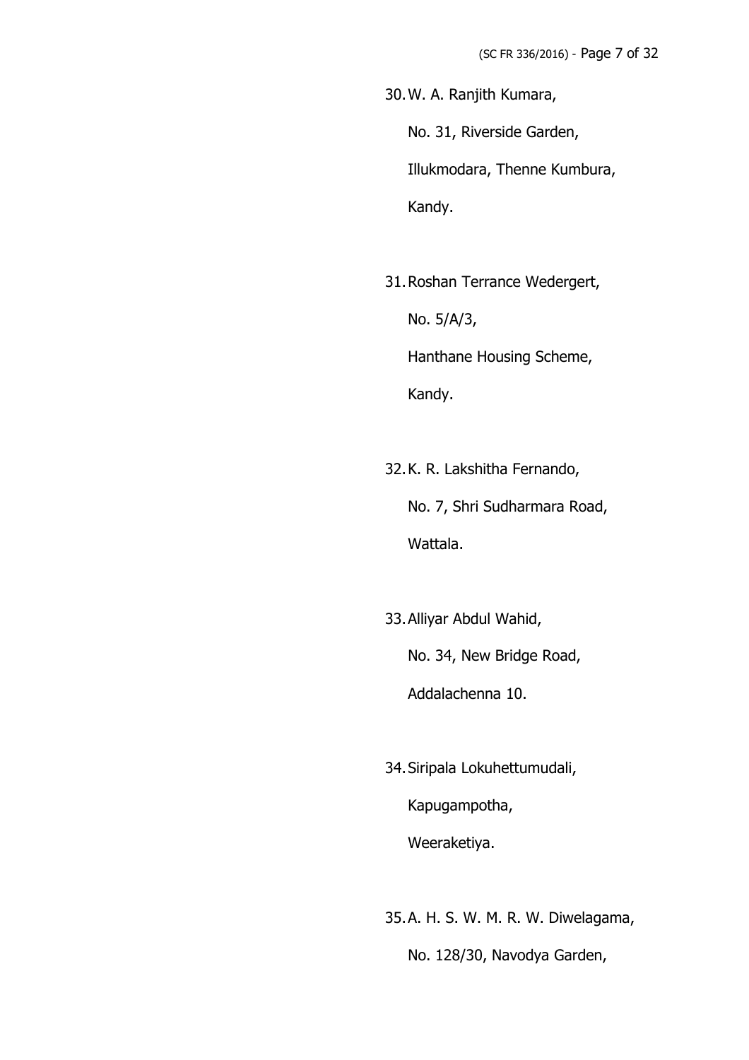30. W. A. Ranjith Kumara,

    No. 31, Riverside Garden,

    Illukmodara, Thenne Kumbura,

    Kandy.

31. Roshan Terrance Wedergert,

    No. 5/A/3,

    Hanthane Housing Scheme,

    Kandy.

32. K. R. Lakshitha Fernando,

    No. 7, Shri Sudharmara Road,

    Wattala.

33. Alliyar Abdul Wahid,

    No. 34, New Bridge Road,

    Addalachenna 10.

34. Siripala Lokuhettumudali,

    Kapugampotha,

    Weeraketiya.

35. A. H. S. W. M. R. W. Diwelagama,

    No. 128/30, Navodya Garden,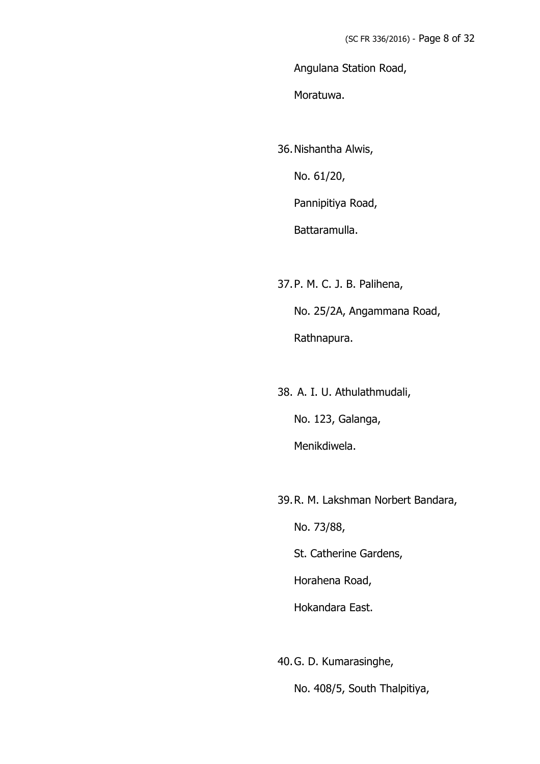Angulana Station Road,

Moratuwa.

36. Nishantha Alwis,

No. 61/20,

Pannipitiya Road,

Battaramulla.

37. P. M. C. J. B. Palihena,

No. 25/2A, Angammana Road,

Rathnapura.

38. A. I. U. Athulathmudali,

No. 123, Galanga,

Menikdiwela.

39. R. M. Lakshman Norbert Bandara,

No. 73/88,

St. Catherine Gardens,

Horahena Road,

Hokandara East.

40. G. D. Kumarasinghe,

No. 408/5, South Thalpitiya,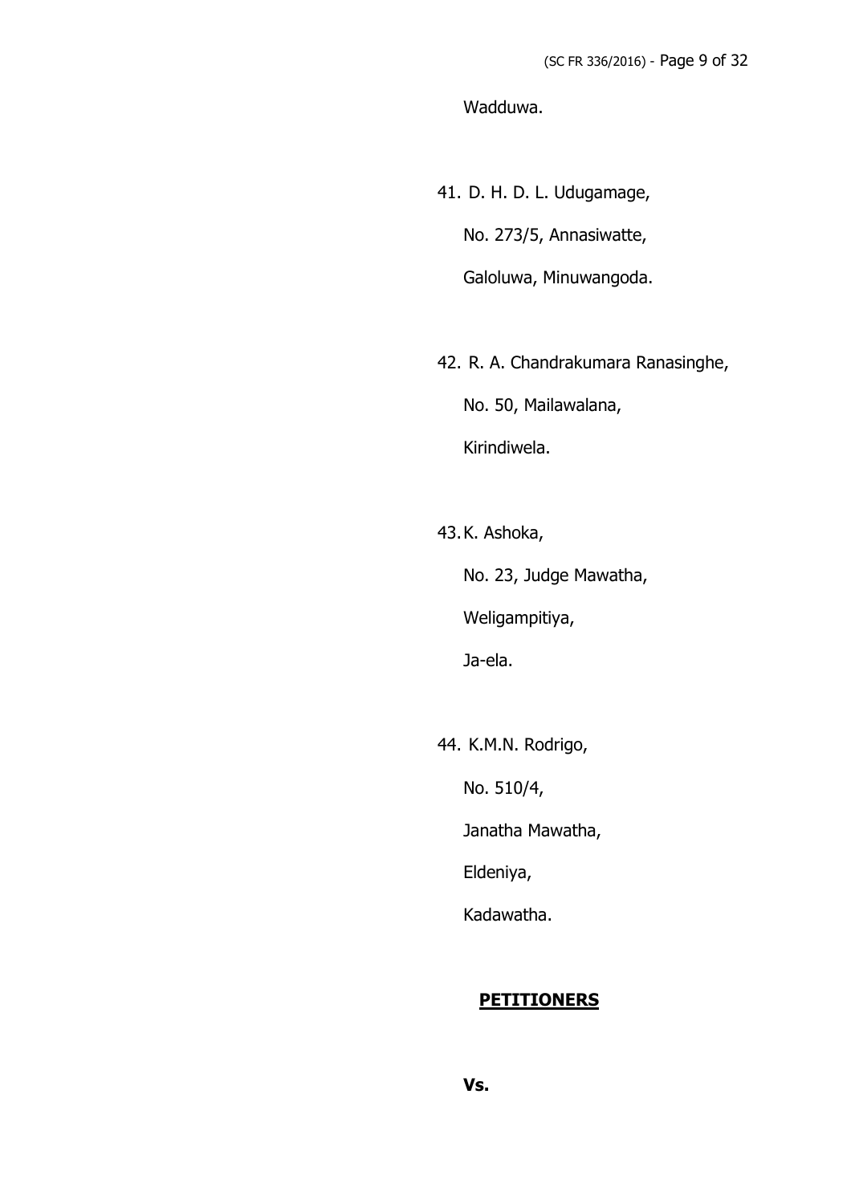Wadduwa.

41. D. H. D. L. Udugamage,

    No. 273/5, Annasiwatte,

    Galoluwa, Minuwangoda.

42. R. A. Chandrakumara Ranasinghe,

    No. 50, Mailawalana,

    Kirindiwela.

43. K. Ashoka,

    No. 23, Judge Mawatha,

    Weligampitiya,

    Ja-ela.

44. K.M.N. Rodrigo,

    No. 510/4,

    Janatha Mawatha,

    Eldeniya,

    Kadawatha.

**PETITIONERS**

**Vs.**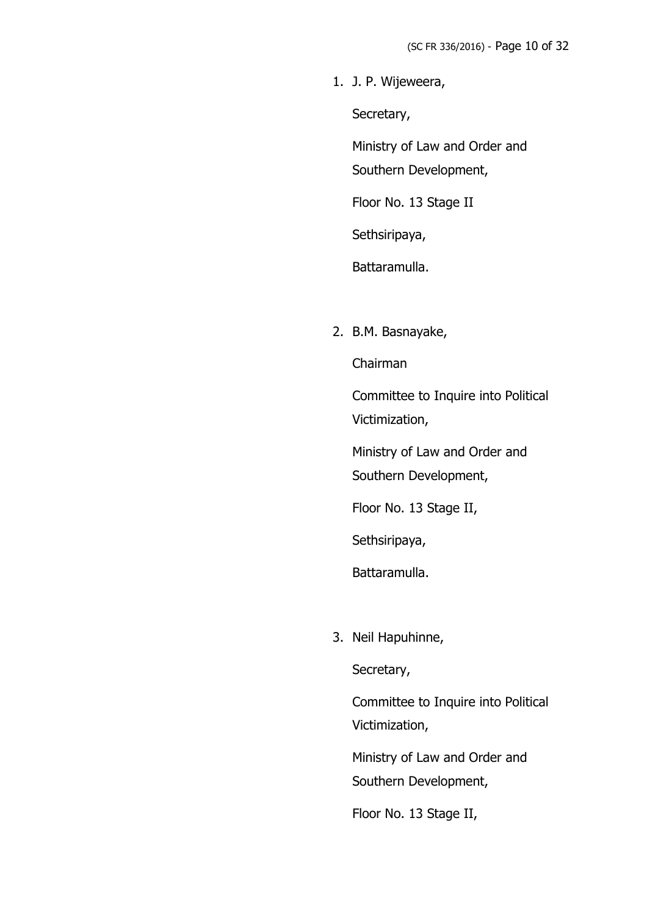1. J. P. Wijeweera,

   Secretary,

   Ministry of Law and Order and Southern Development,

   Floor No. 13 Stage II

   Sethsiripaya,

   Battaramulla.

2. B.M. Basnayake,

   Chairman

   Committee to Inquire into Political Victimization,

   Ministry of Law and Order and Southern Development,

   Floor No. 13 Stage II,

   Sethsiripaya,

   Battaramulla.

3. Neil Hapuhinne,

   Secretary,

   Committee to Inquire into Political Victimization,

   Ministry of Law and Order and Southern Development,

   Floor No. 13 Stage II,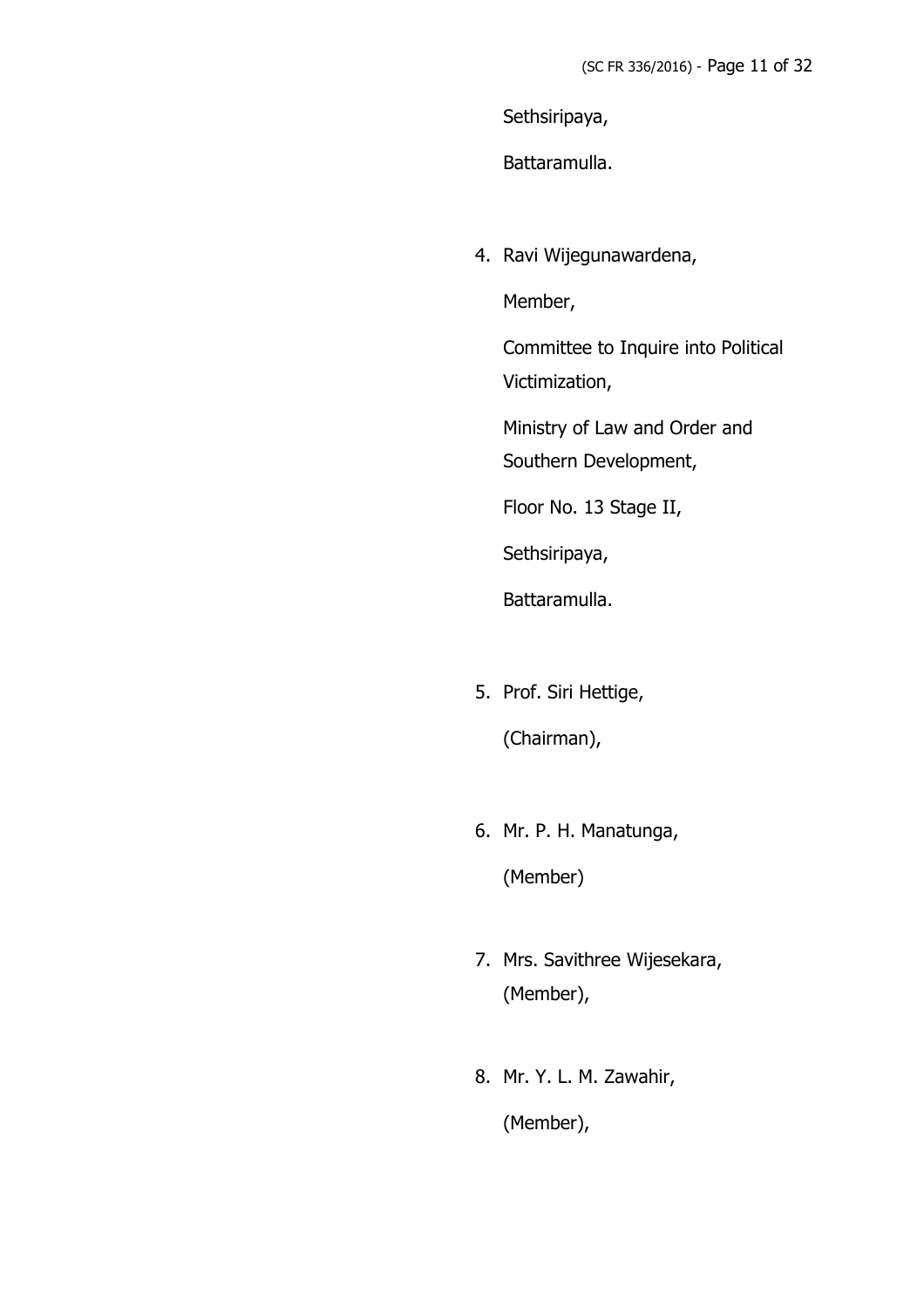Sethsiripaya,

Battaramulla.

4. Ravi Wijegunawardena,

   Member,

   Committee to Inquire into Political Victimization,

   Ministry of Law and Order and Southern Development,

   Floor No. 13 Stage II,

   Sethsiripaya,

   Battaramulla.

5. Prof. Siri Hettige,

   (Chairman),

6. Mr. P. H. Manatunga,

   (Member)

7. Mrs. Savithree Wijesekara,
   (Member),

8. Mr. Y. L. M. Zawahir,

   (Member),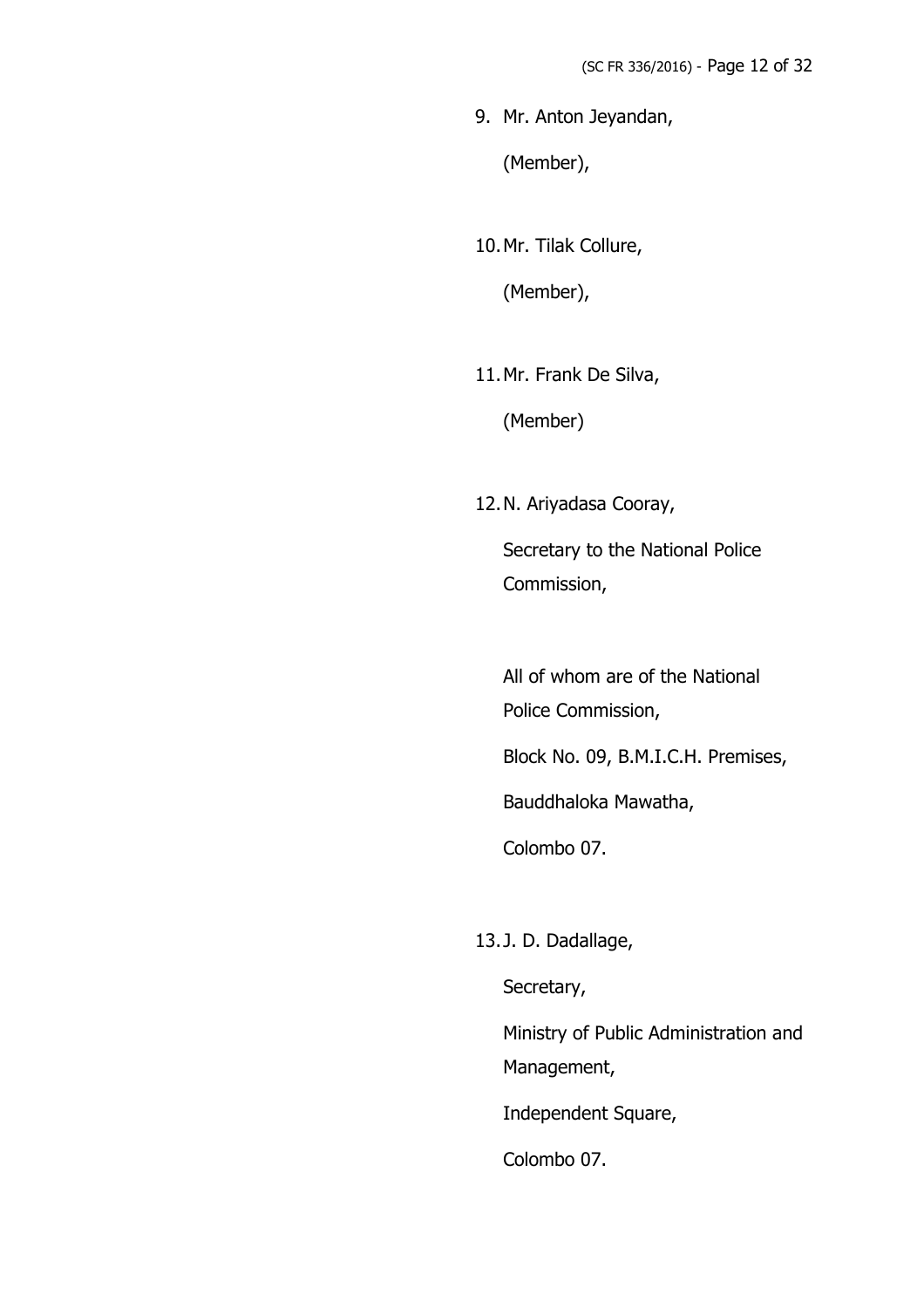9. Mr. Anton Jeyandan,

   (Member),

10. Mr. Tilak Collure,

    (Member),

11. Mr. Frank De Silva,

    (Member)

12. N. Ariyadasa Cooray,

    Secretary to the National Police Commission,

    All of whom are of the National Police Commission,

    Block No. 09, B.M.I.C.H. Premises,

    Bauddhaloka Mawatha,

    Colombo 07.

13. J. D. Dadallage,

    Secretary,

    Ministry of Public Administration and Management,

    Independent Square,

    Colombo 07.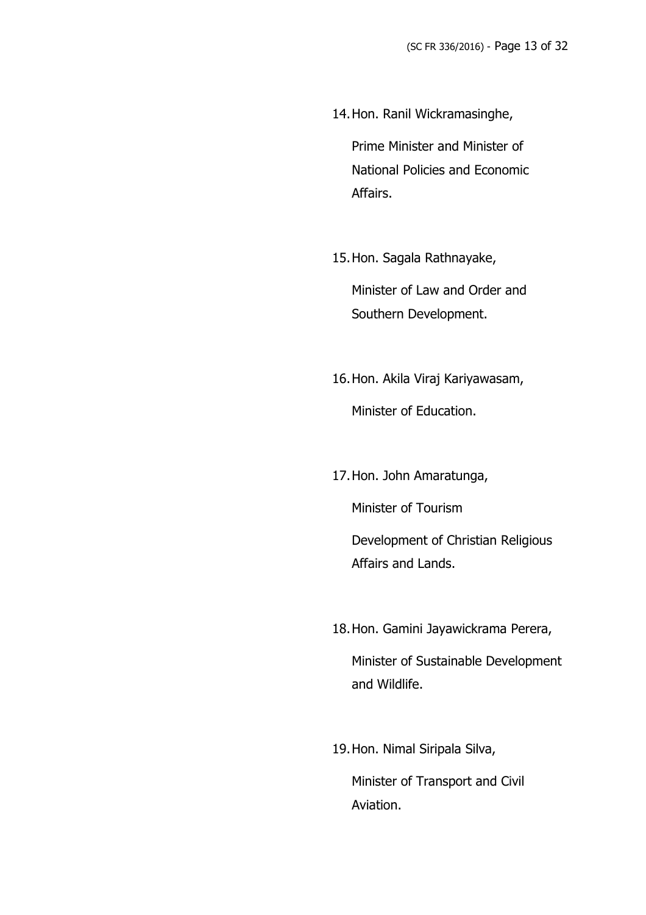14. Hon. Ranil Wickramasinghe,

    Prime Minister and Minister of National Policies and Economic Affairs.

15. Hon. Sagala Rathnayake,

    Minister of Law and Order and Southern Development.

16. Hon. Akila Viraj Kariyawasam,

    Minister of Education.

17. Hon. John Amaratunga,

    Minister of Tourism

    Development of Christian Religious Affairs and Lands.

18. Hon. Gamini Jayawickrama Perera,

    Minister of Sustainable Development and Wildlife.

19. Hon. Nimal Siripala Silva,

    Minister of Transport and Civil Aviation.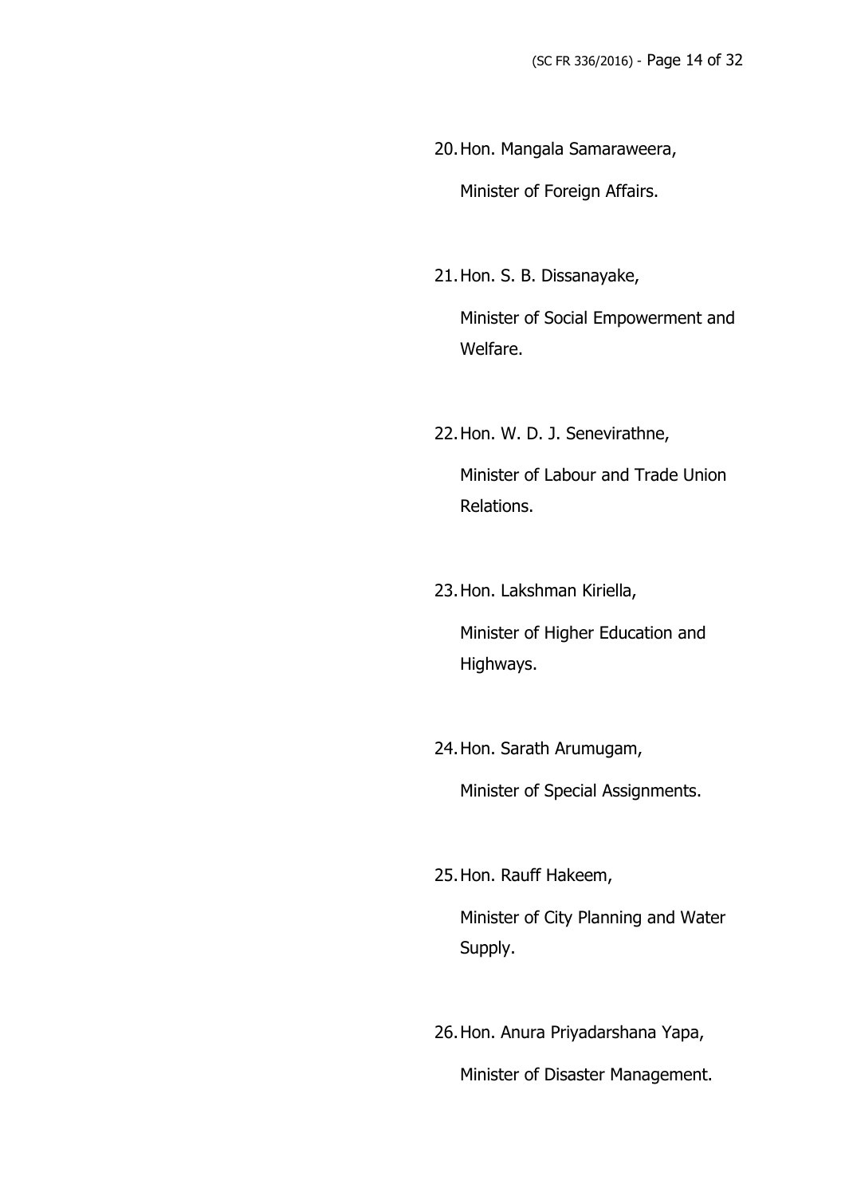20. Hon. Mangala Samaraweera,

    Minister of Foreign Affairs.

21. Hon. S. B. Dissanayake,

    Minister of Social Empowerment and Welfare.

22. Hon. W. D. J. Senevirathne,

    Minister of Labour and Trade Union Relations.

23. Hon. Lakshman Kiriella,

    Minister of Higher Education and Highways.

24. Hon. Sarath Arumugam,

    Minister of Special Assignments.

25. Hon. Rauff Hakeem,

    Minister of City Planning and Water Supply.

26. Hon. Anura Priyadarshana Yapa,

    Minister of Disaster Management.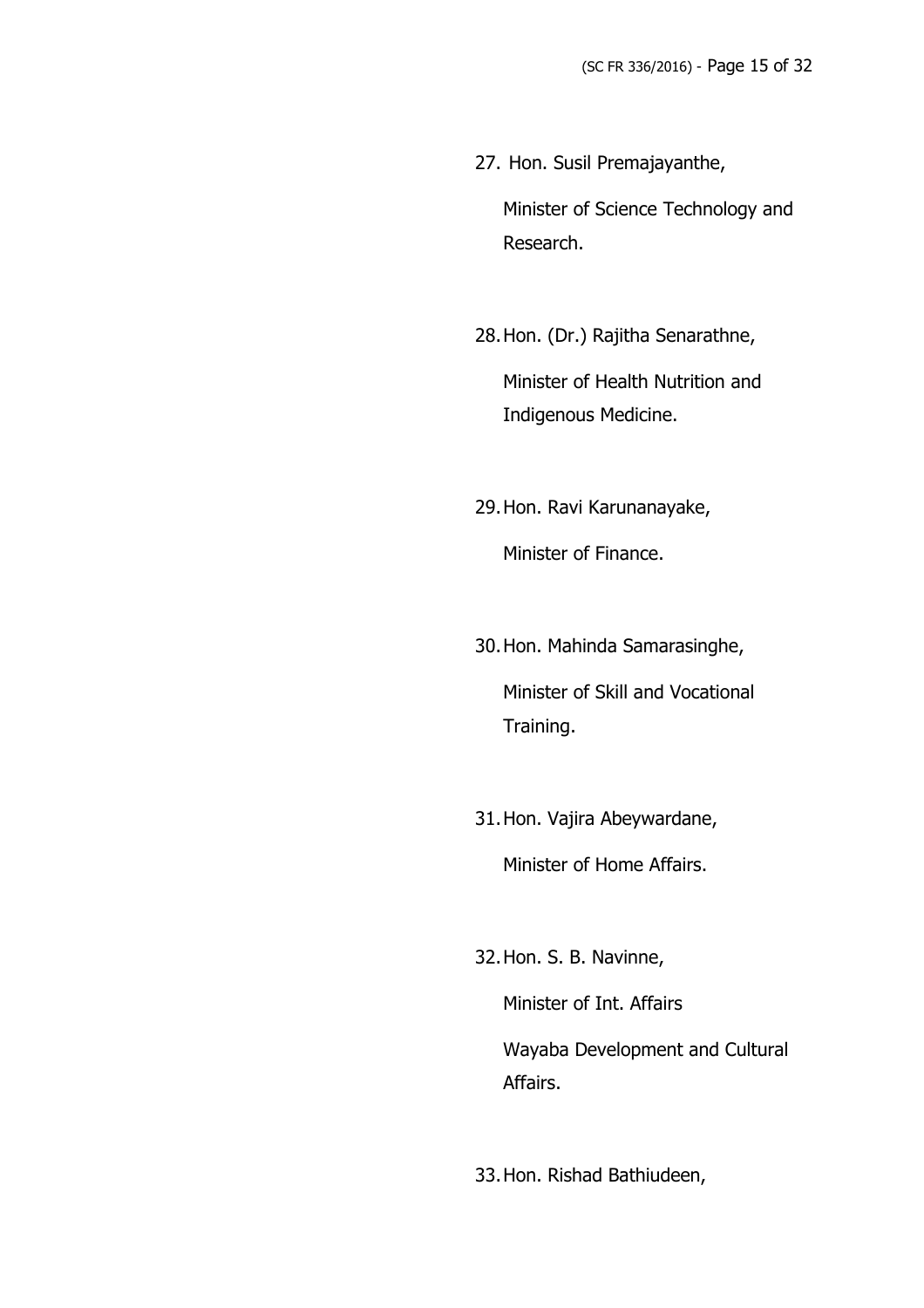27. Hon. Susil Premajayanthe,

    Minister of Science Technology and Research.

28. Hon. (Dr.) Rajitha Senarathne,

    Minister of Health Nutrition and Indigenous Medicine.

29. Hon. Ravi Karunanayake,

    Minister of Finance.

30. Hon. Mahinda Samarasinghe,

    Minister of Skill and Vocational Training.

31. Hon. Vajira Abeywardane,

    Minister of Home Affairs.

32. Hon. S. B. Navinne,

    Minister of Int. Affairs

    Wayaba Development and Cultural Affairs.

33. Hon. Rishad Bathiudeen,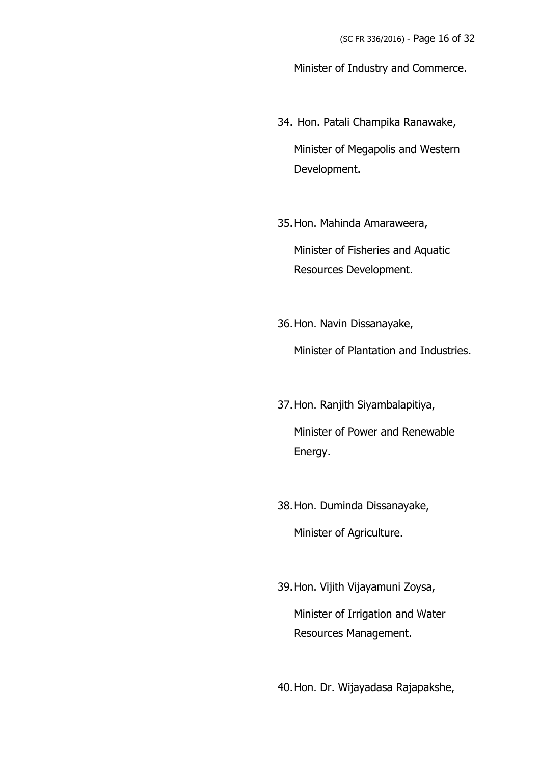Minister of Industry and Commerce.

34. Hon. Patali Champika Ranawake,

    Minister of Megapolis and Western Development.

35. Hon. Mahinda Amaraweera,

    Minister of Fisheries and Aquatic Resources Development.

36. Hon. Navin Dissanayake,

    Minister of Plantation and Industries.

37. Hon. Ranjith Siyambalapitiya,

    Minister of Power and Renewable Energy.

38. Hon. Duminda Dissanayake,

    Minister of Agriculture.

39. Hon. Vijith Vijayamuni Zoysa,

    Minister of Irrigation and Water Resources Management.

40. Hon. Dr. Wijayadasa Rajapakshe,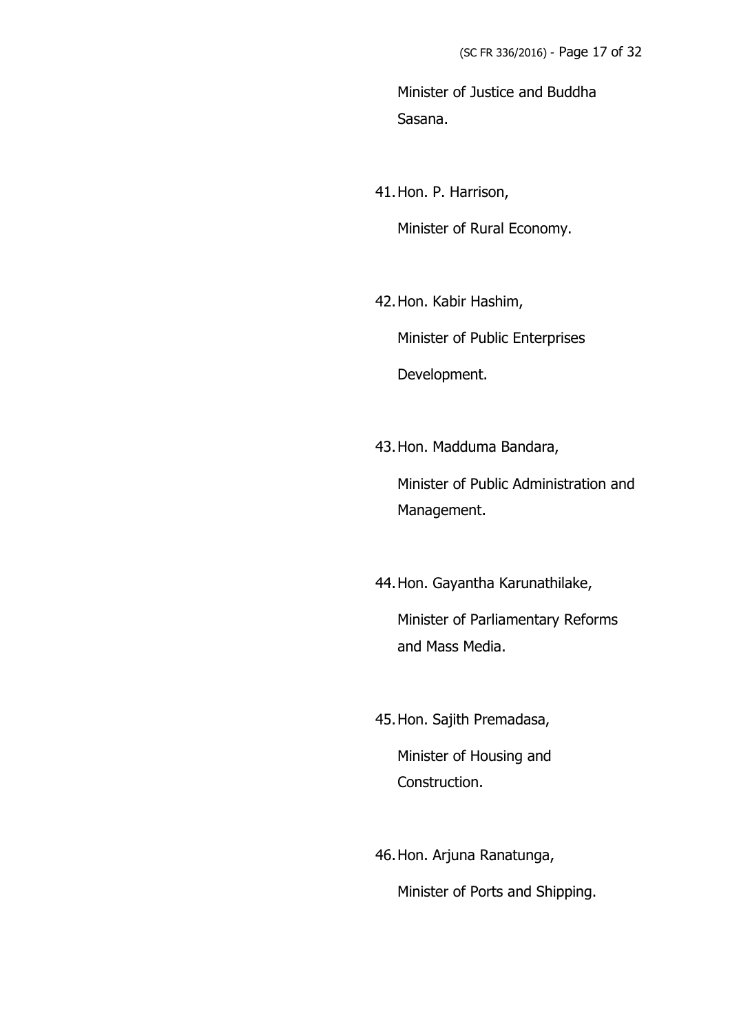Minister of Justice and Buddha Sasana.

41. Hon. P. Harrison,

    Minister of Rural Economy.

42. Hon. Kabir Hashim,

    Minister of Public Enterprises Development.

43. Hon. Madduma Bandara,

    Minister of Public Administration and Management.

44. Hon. Gayantha Karunathilake,

    Minister of Parliamentary Reforms and Mass Media.

45. Hon. Sajith Premadasa,

    Minister of Housing and Construction.

46. Hon. Arjuna Ranatunga,

    Minister of Ports and Shipping.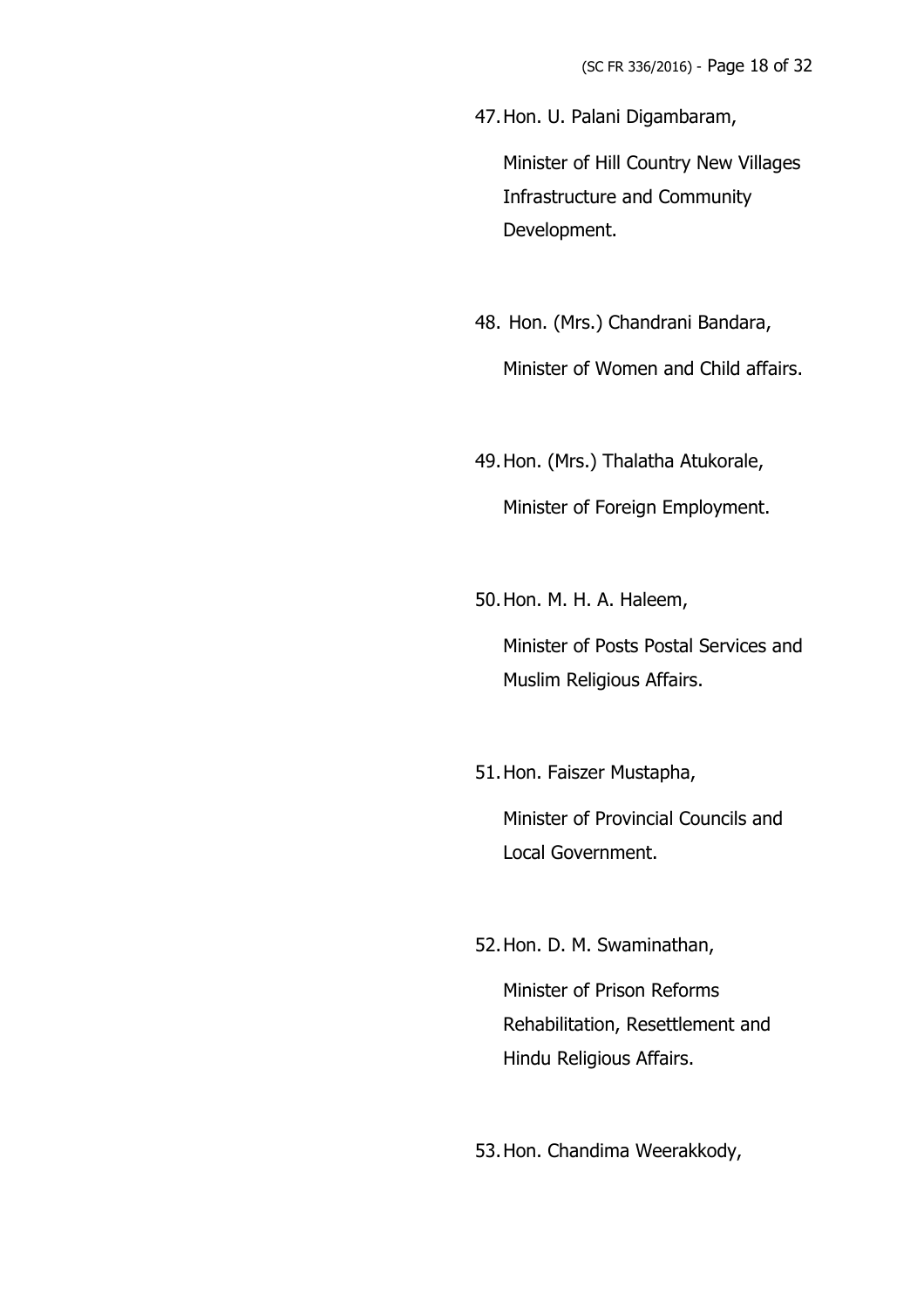47. Hon. U. Palani Digambaram,

    Minister of Hill Country New Villages Infrastructure and Community Development.

48. Hon. (Mrs.) Chandrani Bandara,

    Minister of Women and Child affairs.

49. Hon. (Mrs.) Thalatha Atukorale,

    Minister of Foreign Employment.

50. Hon. M. H. A. Haleem,

    Minister of Posts Postal Services and Muslim Religious Affairs.

51. Hon. Faiszer Mustapha,

    Minister of Provincial Councils and Local Government.

52. Hon. D. M. Swaminathan,

    Minister of Prison Reforms Rehabilitation, Resettlement and Hindu Religious Affairs.

53. Hon. Chandima Weerakkody,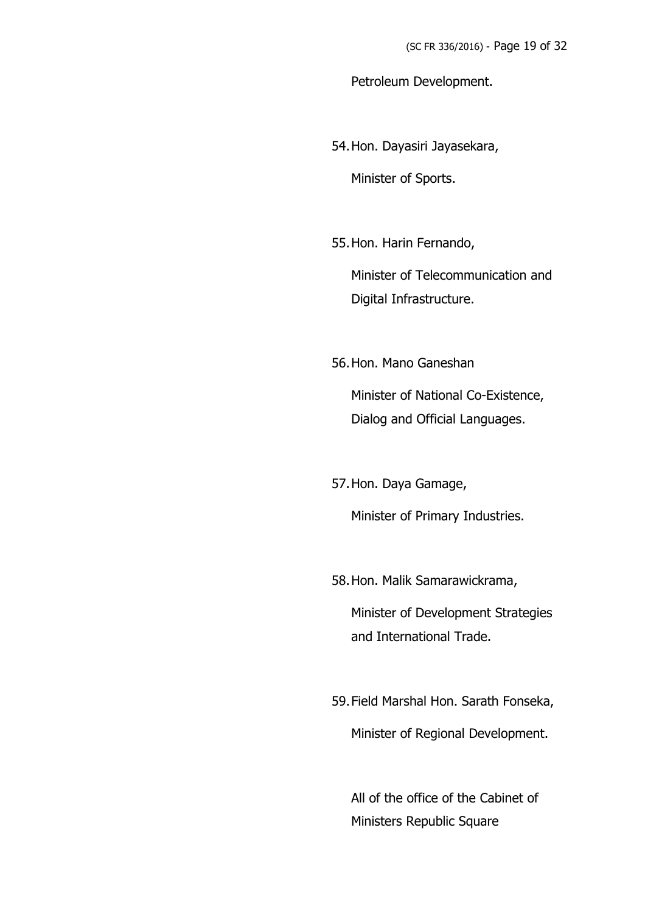Petroleum Development.

54. Hon. Dayasiri Jayasekara,

    Minister of Sports.

55. Hon. Harin Fernando,

    Minister of Telecommunication and Digital Infrastructure.

56. Hon. Mano Ganeshan

    Minister of National Co-Existence, Dialog and Official Languages.

57. Hon. Daya Gamage,

    Minister of Primary Industries.

58. Hon. Malik Samarawickrama,

    Minister of Development Strategies and International Trade.

59. Field Marshal Hon. Sarath Fonseka,

    Minister of Regional Development.

All of the office of the Cabinet of Ministers Republic Square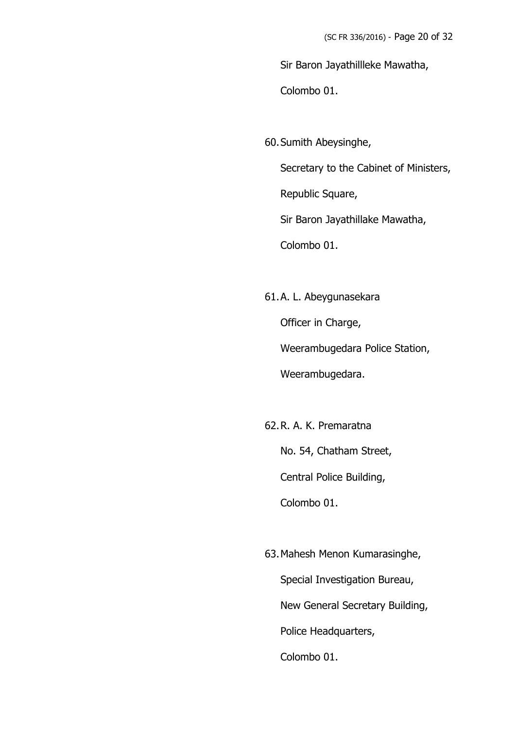Sir Baron Jayathillleke Mawatha,

Colombo 01.

60. Sumith Abeysinghe,

    Secretary to the Cabinet of Ministers,

    Republic Square,

    Sir Baron Jayathillake Mawatha,

    Colombo 01.

61. A. L. Abeygunasekara

    Officer in Charge,

    Weerambugedara Police Station,

    Weerambugedara.

62. R. A. K. Premaratna

    No. 54, Chatham Street,

    Central Police Building,

    Colombo 01.

63. Mahesh Menon Kumarasinghe,

    Special Investigation Bureau,

    New General Secretary Building,

    Police Headquarters,

    Colombo 01.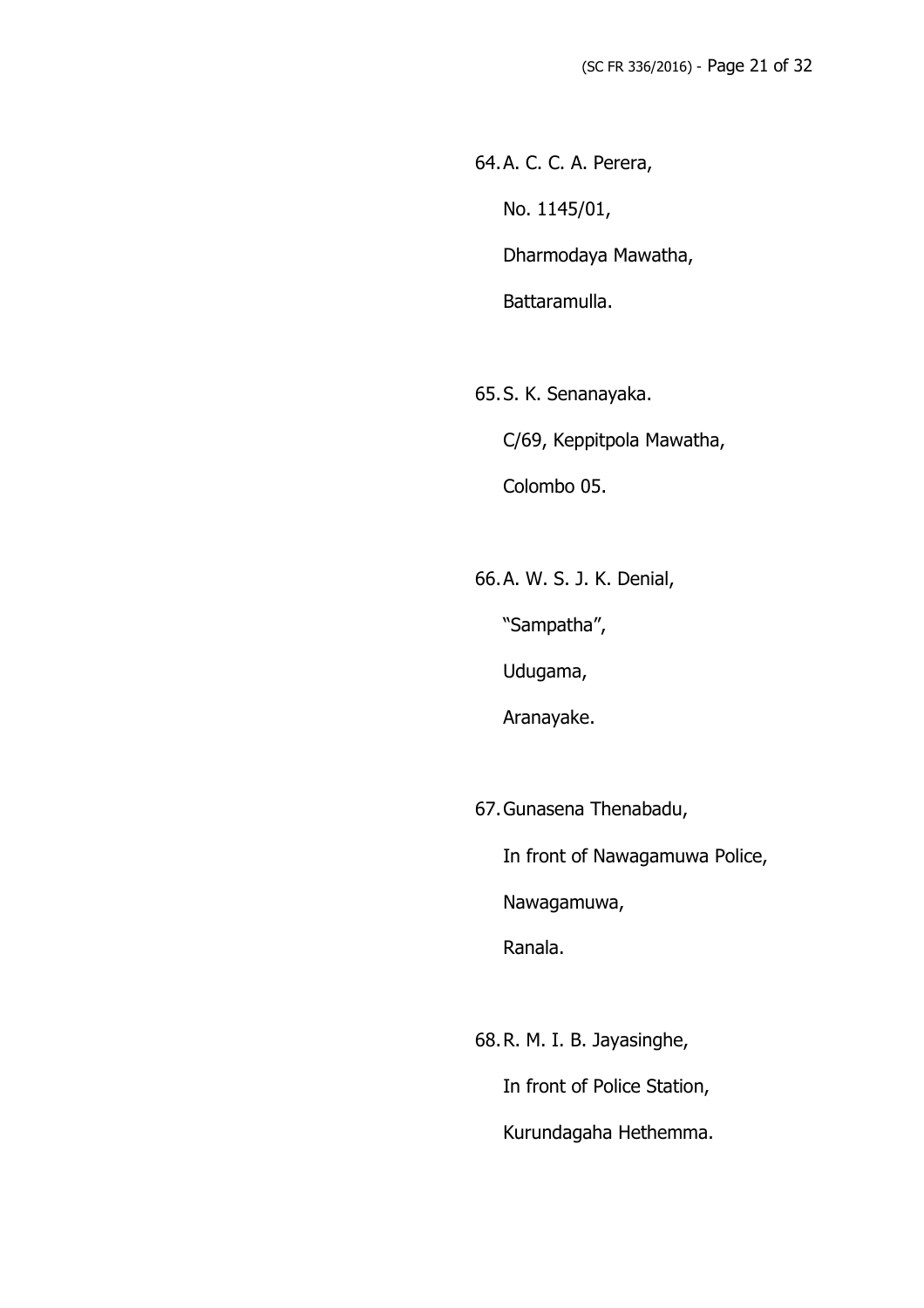64. A. C. C. A. Perera,
    No. 1145/01,
    Dharmodaya Mawatha,
    Battaramulla.

65. S. K. Senanayaka.
    C/69, Keppitpola Mawatha,
    Colombo 05.

66. A. W. S. J. K. Denial,
    "Sampatha",
    Udugama,
    Aranayake.

67. Gunasena Thenabadu,
    In front of Nawagamuwa Police,
    Nawagamuwa,
    Ranala.

68. R. M. I. B. Jayasinghe,
    In front of Police Station,
    Kurundagaha Hethemma.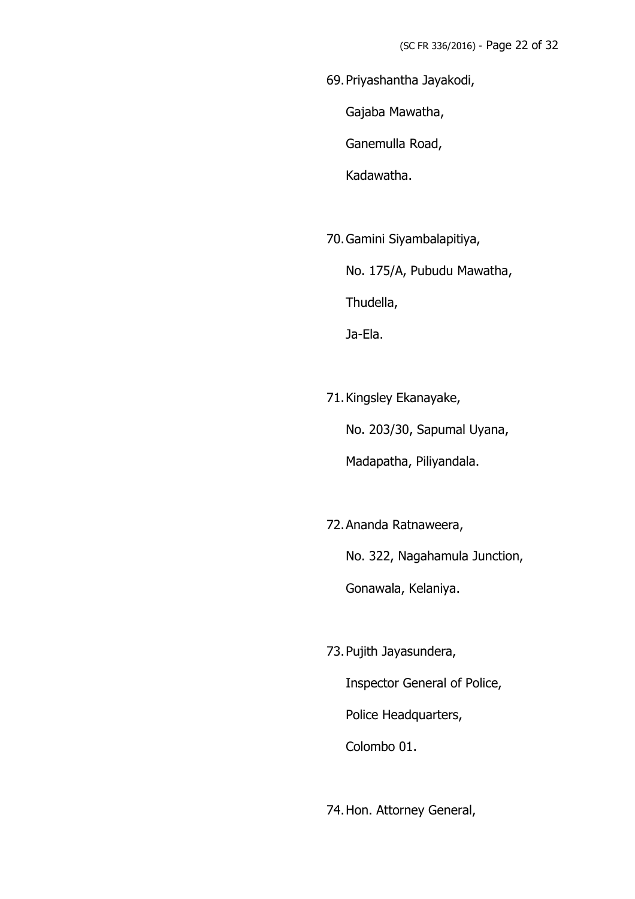69. Priyashantha Jayakodi,

    Gajaba Mawatha,

    Ganemulla Road,

    Kadawatha.

70. Gamini Siyambalapitiya,

    No. 175/A, Pubudu Mawatha,

    Thudella,

    Ja-Ela.

71. Kingsley Ekanayake,

    No. 203/30, Sapumal Uyana,

    Madapatha, Piliyandala.

72. Ananda Ratnaweera,

    No. 322, Nagahamula Junction,

    Gonawala, Kelaniya.

73. Pujith Jayasundera,

    Inspector General of Police,

    Police Headquarters,

    Colombo 01.

74. Hon. Attorney General,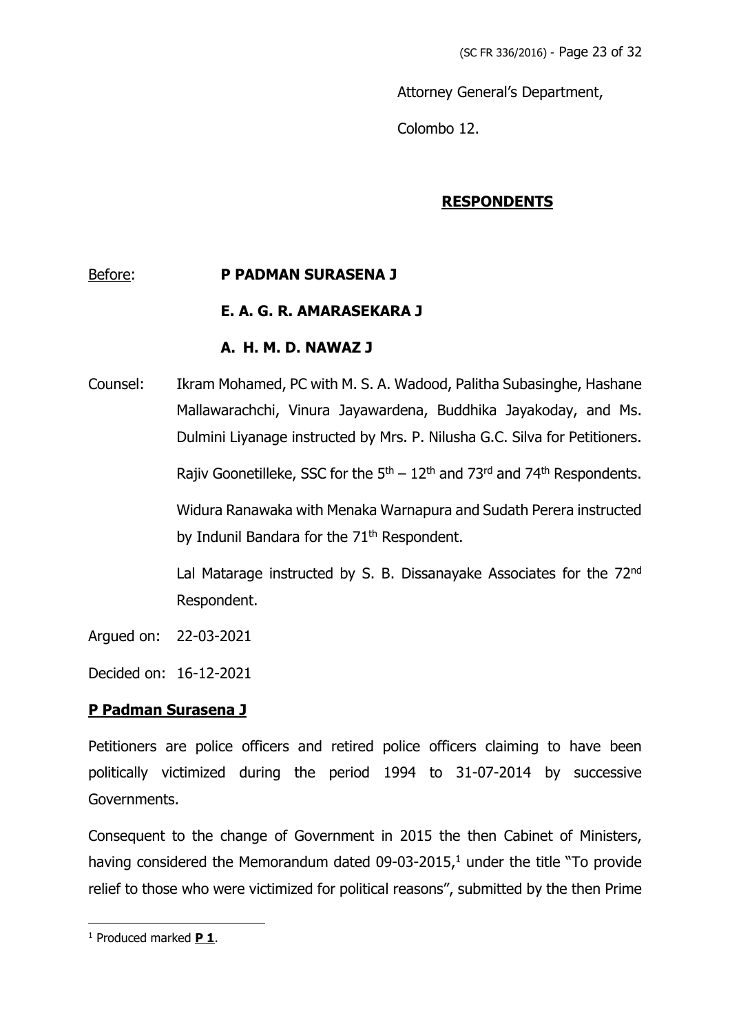Attorney General's Department,

Colombo 12.

**RESPONDENTS**

Before: **P PADMAN SURASENA J**

**E. A. G. R. AMARASEKARA J**

**A. H. M. D. NAWAZ J**

Counsel: Ikram Mohamed, PC with M. S. A. Wadood, Palitha Subasinghe, Hashane Mallawarachchi, Vinura Jayawardena, Buddhika Jayakoday, and Ms. Dulmini Liyanage instructed by Mrs. P. Nilusha G.C. Silva for Petitioners.

Rajiv Goonetilleke, SSC for the 5th – 12th and 73rd and 74th Respondents.

Widura Ranawaka with Menaka Warnapura and Sudath Perera instructed by Indunil Bandara for the 71th Respondent.

Lal Matarage instructed by S. B. Dissanayake Associates for the 72nd Respondent.

Argued on: 22-03-2021

Decided on: 16-12-2021

**P Padman Surasena J**

Petitioners are police officers and retired police officers claiming to have been politically victimized during the period 1994 to 31-07-2014 by successive Governments.

Consequent to the change of Government in 2015 the then Cabinet of Ministers, having considered the Memorandum dated 09-03-2015,[1] under the title "To provide relief to those who were victimized for political reasons", submitted by the then Prime

[1] Produced marked **P 1**.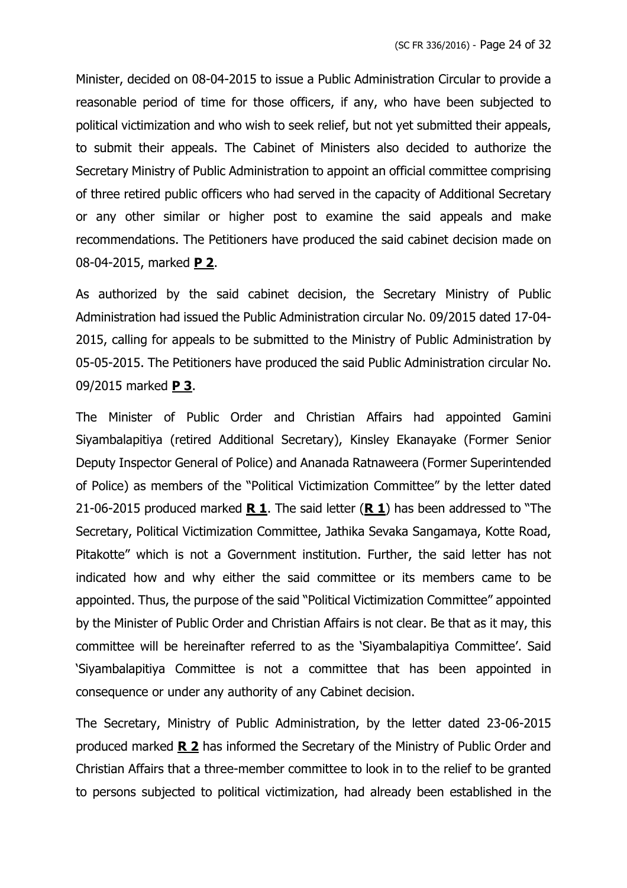Minister, decided on 08-04-2015 to issue a Public Administration Circular to provide a reasonable period of time for those officers, if any, who have been subjected to political victimization and who wish to seek relief, but not yet submitted their appeals, to submit their appeals. The Cabinet of Ministers also decided to authorize the Secretary Ministry of Public Administration to appoint an official committee comprising of three retired public officers who had served in the capacity of Additional Secretary or any other similar or higher post to examine the said appeals and make recommendations. The Petitioners have produced the said cabinet decision made on 08-04-2015, marked **P 2**.

As authorized by the said cabinet decision, the Secretary Ministry of Public Administration had issued the Public Administration circular No. 09/2015 dated 17-04-2015, calling for appeals to be submitted to the Ministry of Public Administration by 05-05-2015. The Petitioners have produced the said Public Administration circular No. 09/2015 marked **P 3**.

The Minister of Public Order and Christian Affairs had appointed Gamini Siyambalapitiya (retired Additional Secretary), Kinsley Ekanayake (Former Senior Deputy Inspector General of Police) and Ananada Ratnaweera (Former Superintended of Police) as members of the "Political Victimization Committee" by the letter dated 21-06-2015 produced marked **R 1**. The said letter (**R 1**) has been addressed to "The Secretary, Political Victimization Committee, Jathika Sevaka Sangamaya, Kotte Road, Pitakotte" which is not a Government institution. Further, the said letter has not indicated how and why either the said committee or its members came to be appointed. Thus, the purpose of the said "Political Victimization Committee" appointed by the Minister of Public Order and Christian Affairs is not clear. Be that as it may, this committee will be hereinafter referred to as the 'Siyambalapitiya Committee'. Said 'Siyambalapitiya Committee is not a committee that has been appointed in consequence or under any authority of any Cabinet decision.

The Secretary, Ministry of Public Administration, by the letter dated 23-06-2015 produced marked **R 2** has informed the Secretary of the Ministry of Public Order and Christian Affairs that a three-member committee to look in to the relief to be granted to persons subjected to political victimization, had already been established in the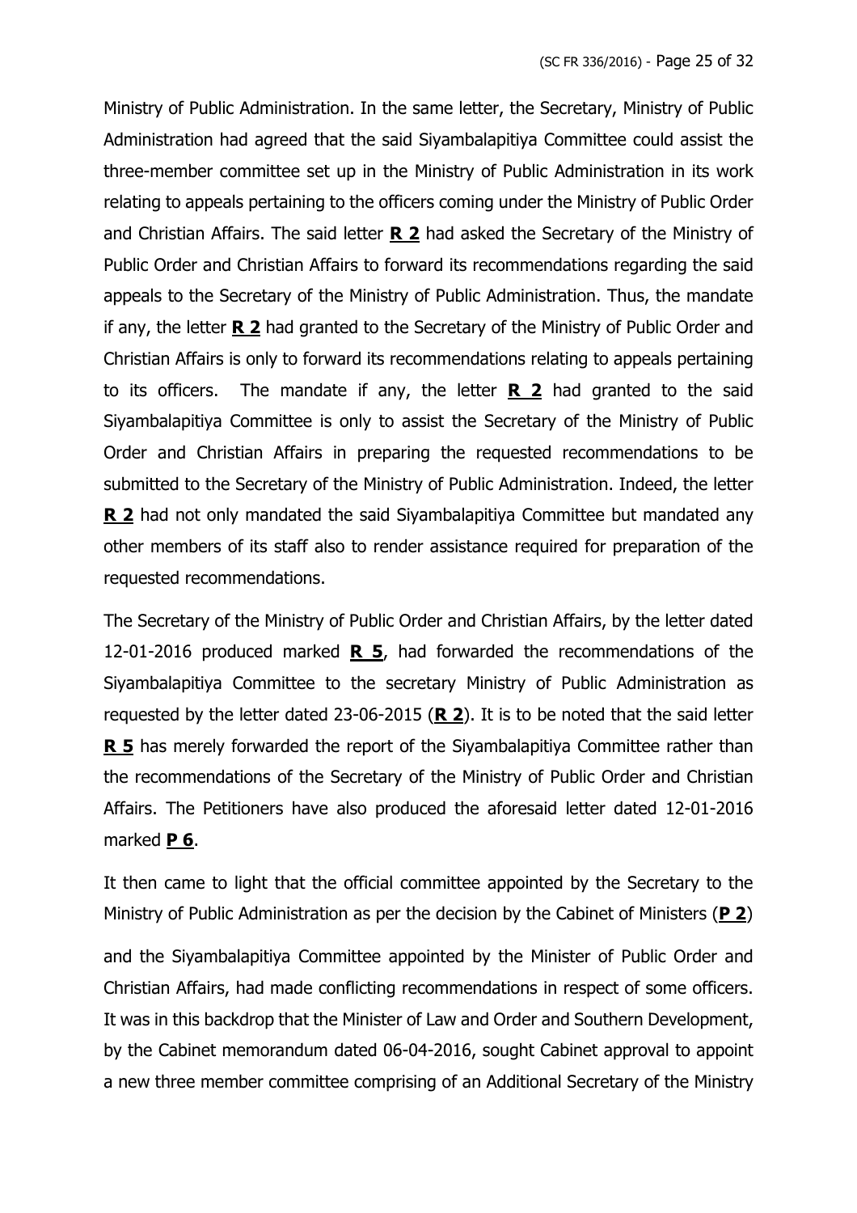Ministry of Public Administration. In the same letter, the Secretary, Ministry of Public Administration had agreed that the said Siyambalapitiya Committee could assist the three-member committee set up in the Ministry of Public Administration in its work relating to appeals pertaining to the officers coming under the Ministry of Public Order and Christian Affairs. The said letter **R 2** had asked the Secretary of the Ministry of Public Order and Christian Affairs to forward its recommendations regarding the said appeals to the Secretary of the Ministry of Public Administration. Thus, the mandate if any, the letter **R 2** had granted to the Secretary of the Ministry of Public Order and Christian Affairs is only to forward its recommendations relating to appeals pertaining to its officers. The mandate if any, the letter **R 2** had granted to the said Siyambalapitiya Committee is only to assist the Secretary of the Ministry of Public Order and Christian Affairs in preparing the requested recommendations to be submitted to the Secretary of the Ministry of Public Administration. Indeed, the letter **R 2** had not only mandated the said Siyambalapitiya Committee but mandated any other members of its staff also to render assistance required for preparation of the requested recommendations.

The Secretary of the Ministry of Public Order and Christian Affairs, by the letter dated 12-01-2016 produced marked **R 5**, had forwarded the recommendations of the Siyambalapitiya Committee to the secretary Ministry of Public Administration as requested by the letter dated 23-06-2015 (**R 2**). It is to be noted that the said letter **R 5** has merely forwarded the report of the Siyambalapitiya Committee rather than the recommendations of the Secretary of the Ministry of Public Order and Christian Affairs. The Petitioners have also produced the aforesaid letter dated 12-01-2016 marked **P 6**.

It then came to light that the official committee appointed by the Secretary to the Ministry of Public Administration as per the decision by the Cabinet of Ministers (**P 2**) and the Siyambalapitiya Committee appointed by the Minister of Public Order and Christian Affairs, had made conflicting recommendations in respect of some officers. It was in this backdrop that the Minister of Law and Order and Southern Development, by the Cabinet memorandum dated 06-04-2016, sought Cabinet approval to appoint a new three member committee comprising of an Additional Secretary of the Ministry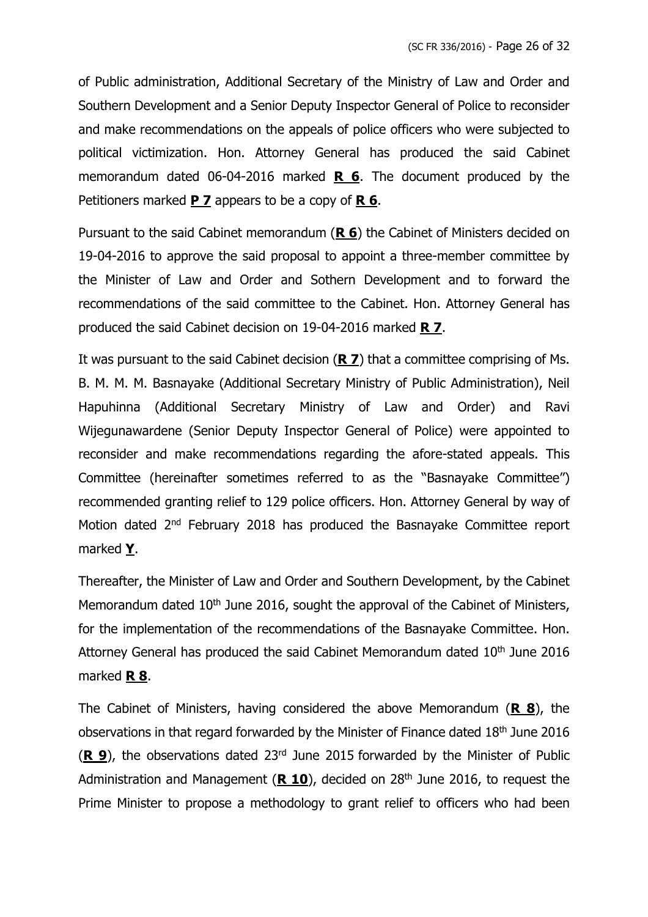of Public administration, Additional Secretary of the Ministry of Law and Order and Southern Development and a Senior Deputy Inspector General of Police to reconsider and make recommendations on the appeals of police officers who were subjected to political victimization. Hon. Attorney General has produced the said Cabinet memorandum dated 06-04-2016 marked **R 6**. The document produced by the Petitioners marked **P 7** appears to be a copy of **R 6**.

Pursuant to the said Cabinet memorandum (**R 6**) the Cabinet of Ministers decided on 19-04-2016 to approve the said proposal to appoint a three-member committee by the Minister of Law and Order and Sothern Development and to forward the recommendations of the said committee to the Cabinet. Hon. Attorney General has produced the said Cabinet decision on 19-04-2016 marked **R 7**.

It was pursuant to the said Cabinet decision (**R 7**) that a committee comprising of Ms. B. M. M. M. Basnayake (Additional Secretary Ministry of Public Administration), Neil Hapuhinna (Additional Secretary Ministry of Law and Order) and Ravi Wijegunawardene (Senior Deputy Inspector General of Police) were appointed to reconsider and make recommendations regarding the afore-stated appeals. This Committee (hereinafter sometimes referred to as the "Basnayake Committee") recommended granting relief to 129 police officers. Hon. Attorney General by way of Motion dated 2nd February 2018 has produced the Basnayake Committee report marked **Y**.

Thereafter, the Minister of Law and Order and Southern Development, by the Cabinet Memorandum dated 10th June 2016, sought the approval of the Cabinet of Ministers, for the implementation of the recommendations of the Basnayake Committee. Hon. Attorney General has produced the said Cabinet Memorandum dated 10th June 2016 marked **R 8**.

The Cabinet of Ministers, having considered the above Memorandum (**R 8**), the observations in that regard forwarded by the Minister of Finance dated 18th June 2016 (**R 9**), the observations dated 23rd June 2015 forwarded by the Minister of Public Administration and Management (**R 10**), decided on 28th June 2016, to request the Prime Minister to propose a methodology to grant relief to officers who had been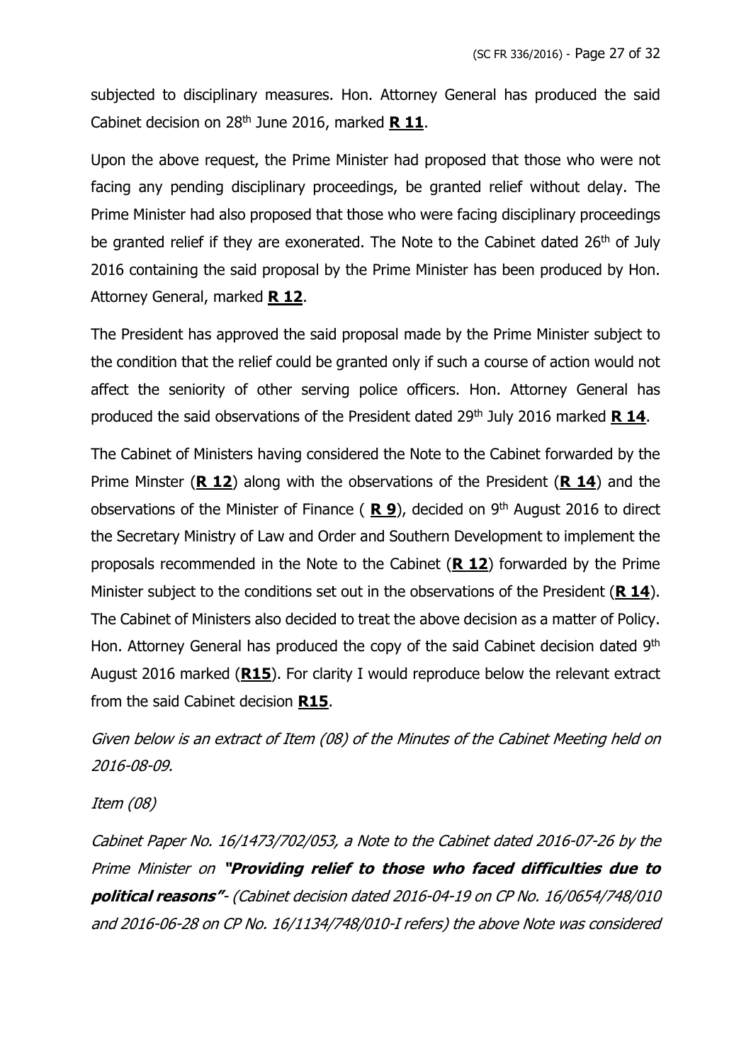subjected to disciplinary measures. Hon. Attorney General has produced the said Cabinet decision on 28th June 2016, marked **R 11**.

Upon the above request, the Prime Minister had proposed that those who were not facing any pending disciplinary proceedings, be granted relief without delay. The Prime Minister had also proposed that those who were facing disciplinary proceedings be granted relief if they are exonerated. The Note to the Cabinet dated 26th of July 2016 containing the said proposal by the Prime Minister has been produced by Hon. Attorney General, marked **R 12**.

The President has approved the said proposal made by the Prime Minister subject to the condition that the relief could be granted only if such a course of action would not affect the seniority of other serving police officers. Hon. Attorney General has produced the said observations of the President dated 29th July 2016 marked **R 14**.

The Cabinet of Ministers having considered the Note to the Cabinet forwarded by the Prime Minster (**R 12**) along with the observations of the President (**R 14**) and the observations of the Minister of Finance ( **R 9**), decided on 9th August 2016 to direct the Secretary Ministry of Law and Order and Southern Development to implement the proposals recommended in the Note to the Cabinet (**R 12**) forwarded by the Prime Minister subject to the conditions set out in the observations of the President (**R 14**). The Cabinet of Ministers also decided to treat the above decision as a matter of Policy. Hon. Attorney General has produced the copy of the said Cabinet decision dated 9th August 2016 marked (**R15**). For clarity I would reproduce below the relevant extract from the said Cabinet decision **R15**.

*Given below is an extract of Item (08) of the Minutes of the Cabinet Meeting held on 2016-08-09.*

*Item (08)*

*Cabinet Paper No. 16/1473/702/053, a Note to the Cabinet dated 2016-07-26 by the Prime Minister on* ***"Providing relief to those who faced difficulties due to political reasons"****- (Cabinet decision dated 2016-04-19 on CP No. 16/0654/748/010 and 2016-06-28 on CP No. 16/1134/748/010-I refers) the above Note was considered*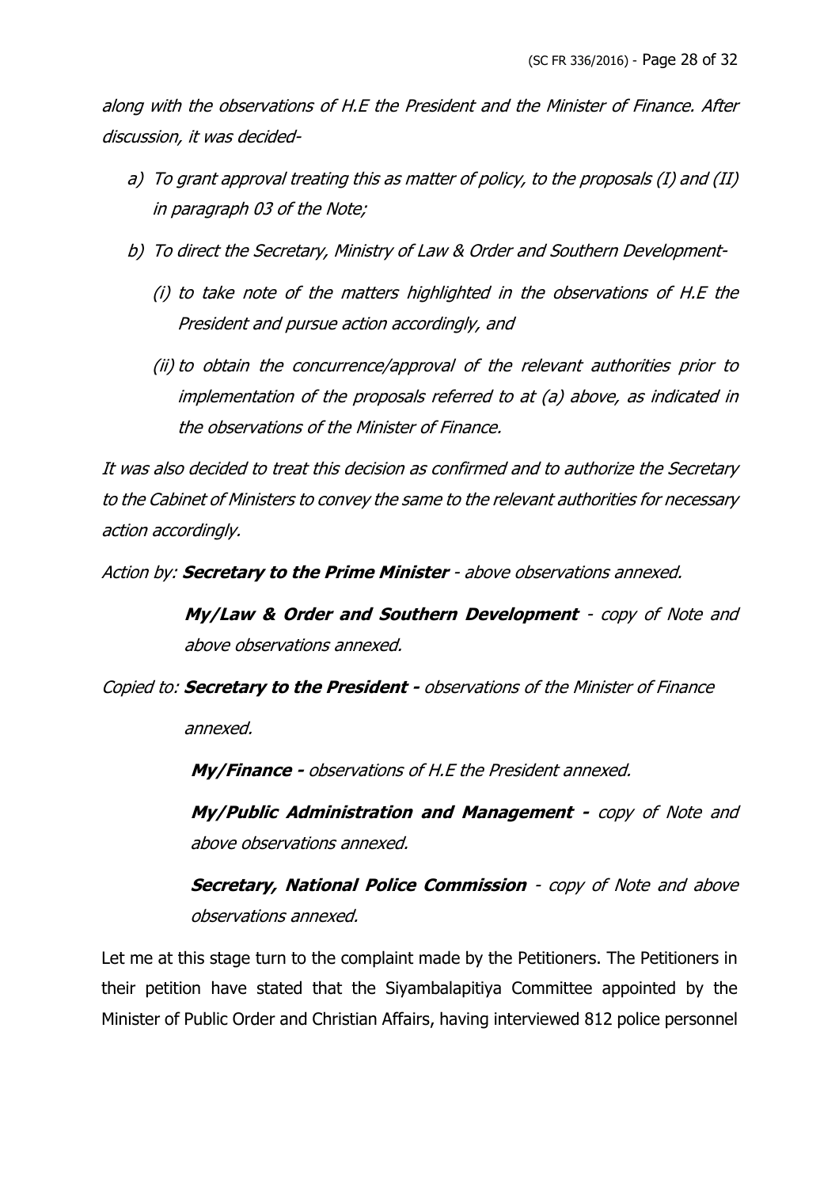*along with the observations of H.E the President and the Minister of Finance. After discussion, it was decided-*

a) *To grant approval treating this as matter of policy, to the proposals (I) and (II) in paragraph 03 of the Note;*

b) *To direct the Secretary, Ministry of Law & Order and Southern Development-*

   (i) *to take note of the matters highlighted in the observations of H.E the President and pursue action accordingly, and*

   (ii) *to obtain the concurrence/approval of the relevant authorities prior to implementation of the proposals referred to at (a) above, as indicated in the observations of the Minister of Finance.*

*It was also decided to treat this decision as confirmed and to authorize the Secretary to the Cabinet of Ministers to convey the same to the relevant authorities for necessary action accordingly.*

*Action by:* ***Secretary to the Prime Minister*** *- above observations annexed.*

***My/Law & Order and Southern Development*** *- copy of Note and above observations annexed.*

*Copied to:* ***Secretary to the President -*** *observations of the Minister of Finance annexed.*

***My/Finance -*** *observations of H.E the President annexed.*

***My/Public Administration and Management -*** *copy of Note and above observations annexed.*

***Secretary, National Police Commission*** *- copy of Note and above observations annexed.*

Let me at this stage turn to the complaint made by the Petitioners. The Petitioners in their petition have stated that the Siyambalapitiya Committee appointed by the Minister of Public Order and Christian Affairs, having interviewed 812 police personnel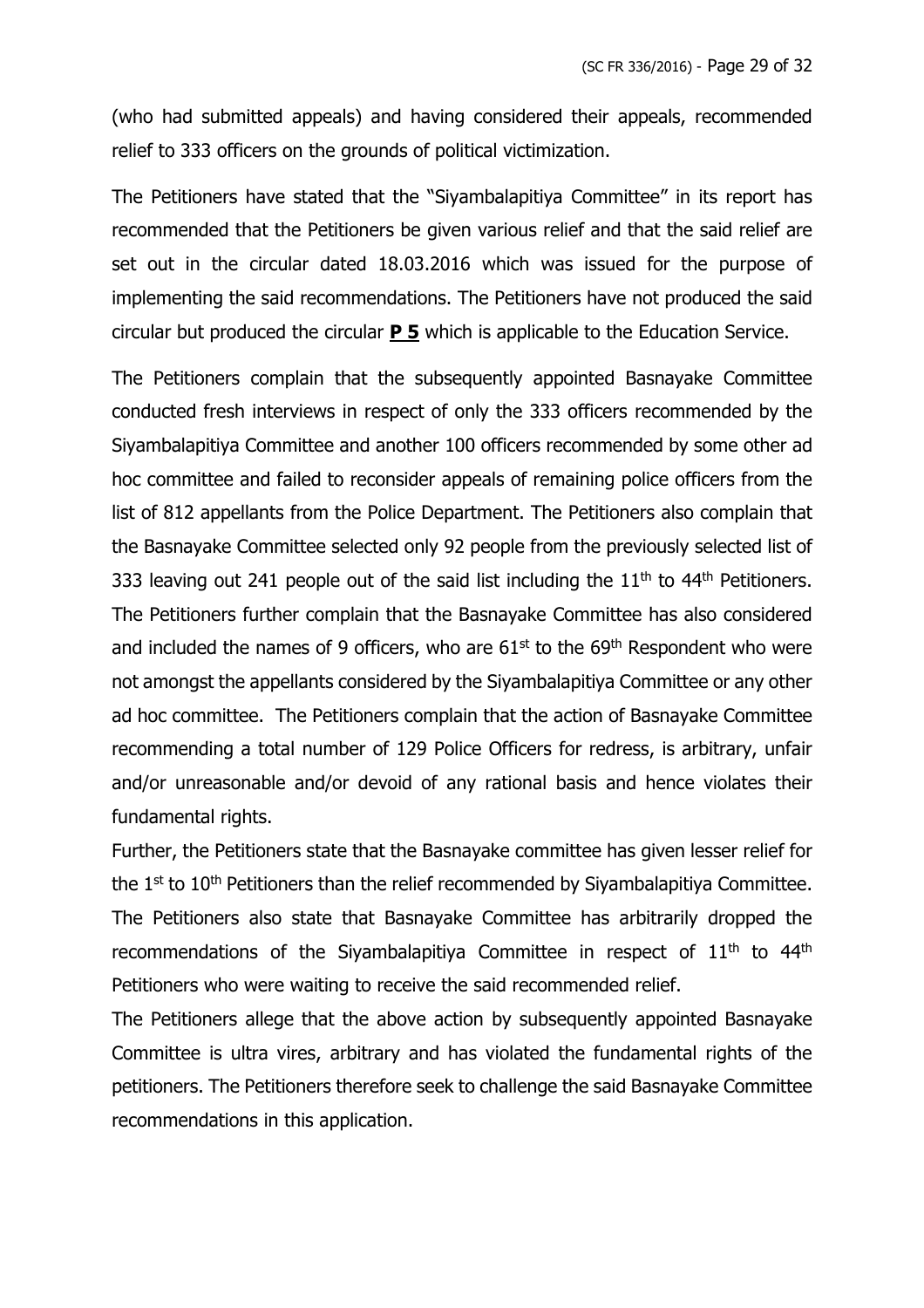(who had submitted appeals) and having considered their appeals, recommended relief to 333 officers on the grounds of political victimization.

The Petitioners have stated that the "Siyambalapitiya Committee" in its report has recommended that the Petitioners be given various relief and that the said relief are set out in the circular dated 18.03.2016 which was issued for the purpose of implementing the said recommendations. The Petitioners have not produced the said circular but produced the circular **P 5** which is applicable to the Education Service.

The Petitioners complain that the subsequently appointed Basnayake Committee conducted fresh interviews in respect of only the 333 officers recommended by the Siyambalapitiya Committee and another 100 officers recommended by some other ad hoc committee and failed to reconsider appeals of remaining police officers from the list of 812 appellants from the Police Department. The Petitioners also complain that the Basnayake Committee selected only 92 people from the previously selected list of 333 leaving out 241 people out of the said list including the 11th to 44th Petitioners. The Petitioners further complain that the Basnayake Committee has also considered and included the names of 9 officers, who are 61st to the 69th Respondent who were not amongst the appellants considered by the Siyambalapitiya Committee or any other ad hoc committee. The Petitioners complain that the action of Basnayake Committee recommending a total number of 129 Police Officers for redress, is arbitrary, unfair and/or unreasonable and/or devoid of any rational basis and hence violates their fundamental rights.

Further, the Petitioners state that the Basnayake committee has given lesser relief for the 1st to 10th Petitioners than the relief recommended by Siyambalapitiya Committee. The Petitioners also state that Basnayake Committee has arbitrarily dropped the recommendations of the Siyambalapitiya Committee in respect of 11th to 44th Petitioners who were waiting to receive the said recommended relief.

The Petitioners allege that the above action by subsequently appointed Basnayake Committee is ultra vires, arbitrary and has violated the fundamental rights of the petitioners. The Petitioners therefore seek to challenge the said Basnayake Committee recommendations in this application.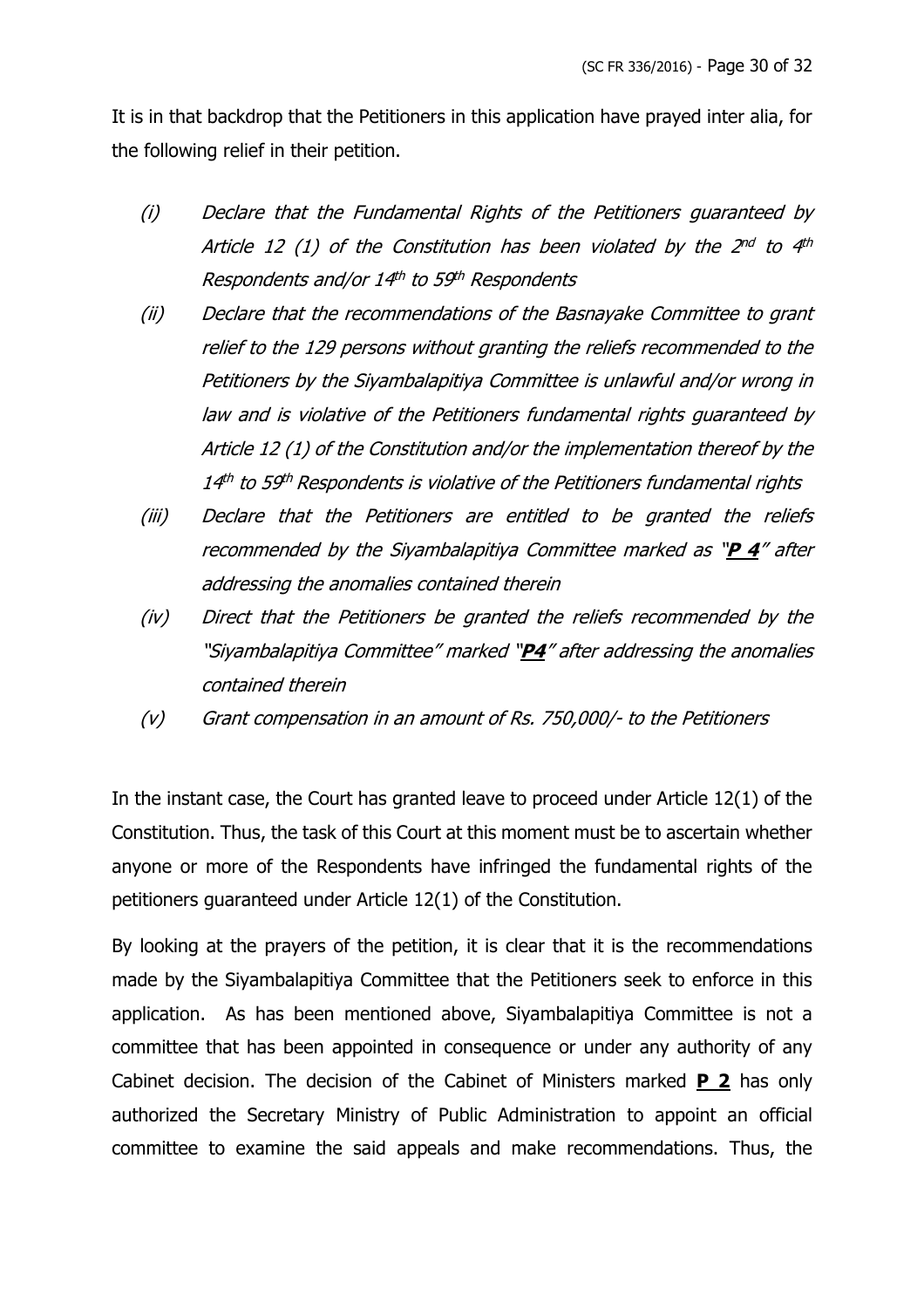It is in that backdrop that the Petitioners in this application have prayed inter alia, for the following relief in their petition.

(i) *Declare that the Fundamental Rights of the Petitioners guaranteed by Article 12 (1) of the Constitution has been violated by the 2nd to 4th Respondents and/or 14th to 59th Respondents*

(ii) *Declare that the recommendations of the Basnayake Committee to grant relief to the 129 persons without granting the reliefs recommended to the Petitioners by the Siyambalapitiya Committee is unlawful and/or wrong in law and is violative of the Petitioners fundamental rights guaranteed by Article 12 (1) of the Constitution and/or the implementation thereof by the 14th to 59th Respondents is violative of the Petitioners fundamental rights*

(iii) *Declare that the Petitioners are entitled to be granted the reliefs recommended by the Siyambalapitiya Committee marked as "**P 4**" after addressing the anomalies contained therein*

(iv) *Direct that the Petitioners be granted the reliefs recommended by the "Siyambalapitiya Committee" marked "**P4**" after addressing the anomalies contained therein*

(v) *Grant compensation in an amount of Rs. 750,000/- to the Petitioners*

In the instant case, the Court has granted leave to proceed under Article 12(1) of the Constitution. Thus, the task of this Court at this moment must be to ascertain whether anyone or more of the Respondents have infringed the fundamental rights of the petitioners guaranteed under Article 12(1) of the Constitution.

By looking at the prayers of the petition, it is clear that it is the recommendations made by the Siyambalapitiya Committee that the Petitioners seek to enforce in this application. As has been mentioned above, Siyambalapitiya Committee is not a committee that has been appointed in consequence or under any authority of any Cabinet decision. The decision of the Cabinet of Ministers marked **P 2** has only authorized the Secretary Ministry of Public Administration to appoint an official committee to examine the said appeals and make recommendations. Thus, the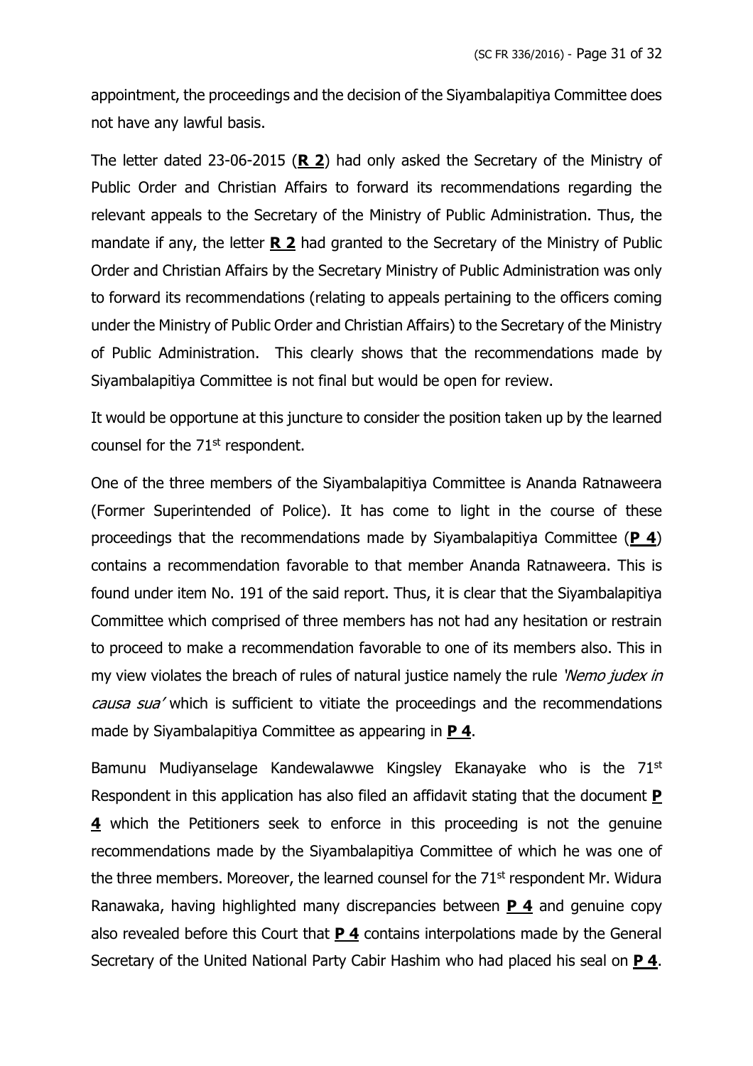appointment, the proceedings and the decision of the Siyambalapitiya Committee does not have any lawful basis.

The letter dated 23-06-2015 (**R 2**) had only asked the Secretary of the Ministry of Public Order and Christian Affairs to forward its recommendations regarding the relevant appeals to the Secretary of the Ministry of Public Administration. Thus, the mandate if any, the letter **R 2** had granted to the Secretary of the Ministry of Public Order and Christian Affairs by the Secretary Ministry of Public Administration was only to forward its recommendations (relating to appeals pertaining to the officers coming under the Ministry of Public Order and Christian Affairs) to the Secretary of the Ministry of Public Administration. This clearly shows that the recommendations made by Siyambalapitiya Committee is not final but would be open for review.

It would be opportune at this juncture to consider the position taken up by the learned counsel for the 71st respondent.

One of the three members of the Siyambalapitiya Committee is Ananda Ratnaweera (Former Superintended of Police). It has come to light in the course of these proceedings that the recommendations made by Siyambalapitiya Committee (**P 4**) contains a recommendation favorable to that member Ananda Ratnaweera. This is found under item No. 191 of the said report. Thus, it is clear that the Siyambalapitiya Committee which comprised of three members has not had any hesitation or restrain to proceed to make a recommendation favorable to one of its members also. This in my view violates the breach of rules of natural justice namely the rule *'Nemo judex in causa sua'* which is sufficient to vitiate the proceedings and the recommendations made by Siyambalapitiya Committee as appearing in **P 4**.

Bamunu Mudiyanselage Kandewalawwe Kingsley Ekanayake who is the 71st Respondent in this application has also filed an affidavit stating that the document **P 4** which the Petitioners seek to enforce in this proceeding is not the genuine recommendations made by the Siyambalapitiya Committee of which he was one of the three members. Moreover, the learned counsel for the 71st respondent Mr. Widura Ranawaka, having highlighted many discrepancies between **P 4** and genuine copy also revealed before this Court that **P 4** contains interpolations made by the General Secretary of the United National Party Cabir Hashim who had placed his seal on **P 4**.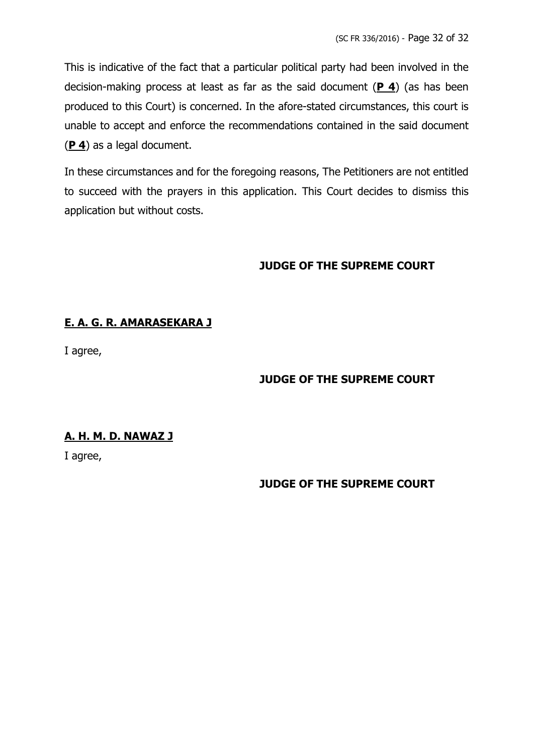This is indicative of the fact that a particular political party had been involved in the decision-making process at least as far as the said document (**P 4**) (as has been produced to this Court) is concerned. In the afore-stated circumstances, this court is unable to accept and enforce the recommendations contained in the said document (**P 4**) as a legal document.

In these circumstances and for the foregoing reasons, The Petitioners are not entitled to succeed with the prayers in this application. This Court decides to dismiss this application but without costs.

**JUDGE OF THE SUPREME COURT**

**E. A. G. R. AMARASEKARA J**

I agree,

**JUDGE OF THE SUPREME COURT**

**A. H. M. D. NAWAZ J**

I agree,

**JUDGE OF THE SUPREME COURT**